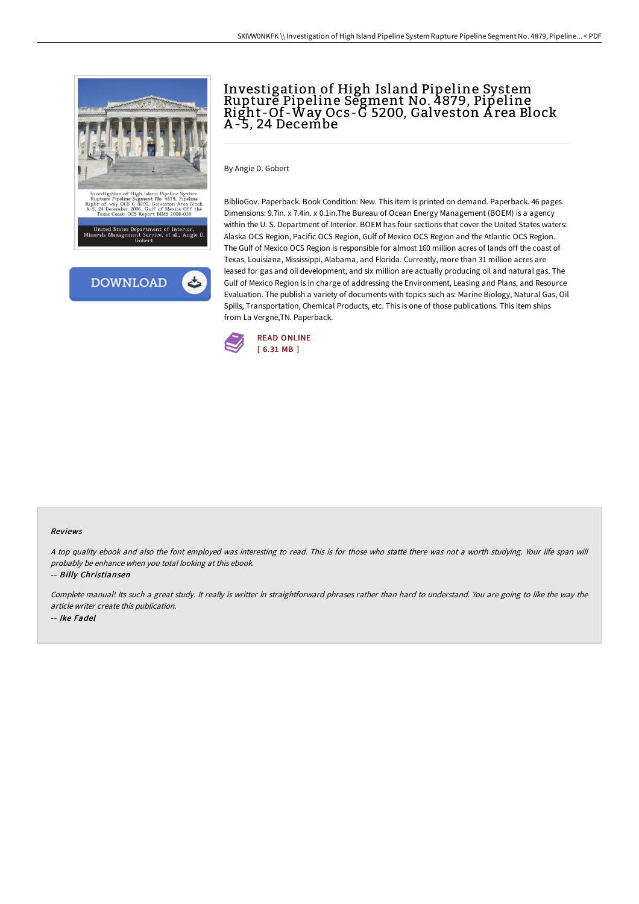# Investigation of High Island Pipeline System Rupture Pipeline Segment No. 4879, Pipeline Right-Of-Way Ocs-G 5200, Galveston Area Block A-5, 24 Decembe

By Angie D. Gobert

BiblioGov. Paperback. Book Condition: New. This item is printed on demand. Paperback. 46 pages. Dimensions: 9.7in. x 7.4in. x 0.1in.The Bureau of Ocean Energy Management (BOEM) is a agency within the U. S. Department of Interior. BOEM has four sections that cover the United States waters: Alaska OCS Region, Pacific OCS Region, Gulf of Mexico OCS Region and the Atlantic OCS Region. The Gulf of Mexico OCS Region is responsible for almost 160 million acres of lands off the coast of Texas, Louisiana, Mississippi, Alabama, and Florida. Currently, more than 31 million acres are leased for gas and oil development, and six million are actually producing oil and natural gas. The Gulf of Mexico Region is in charge of addressing the Environment, Leasing and Plans, and Resource Evaluation. The publish a variety of documents with topics such as: Marine Biology, Natural Gas, Oil Spills, Transportation, Chemical Products, etc. This is one of those publications. This item ships from La Vergne,TN. Paperback.

READ ONLINE
[ 6.31 MB ]

#### Reviews

*A top quality ebook and also the font employed was interesting to read. This is for those who statte there was not a worth studying. Your life span will probably be enhance when you total looking at this ebook.*

*-- Billy Christiansen*

*Complete manual! Its such a great study. It really is writter in straightforward phrases rather than hard to understand. You are going to like the way the article writer create this publication.*

*-- Ike Fadel*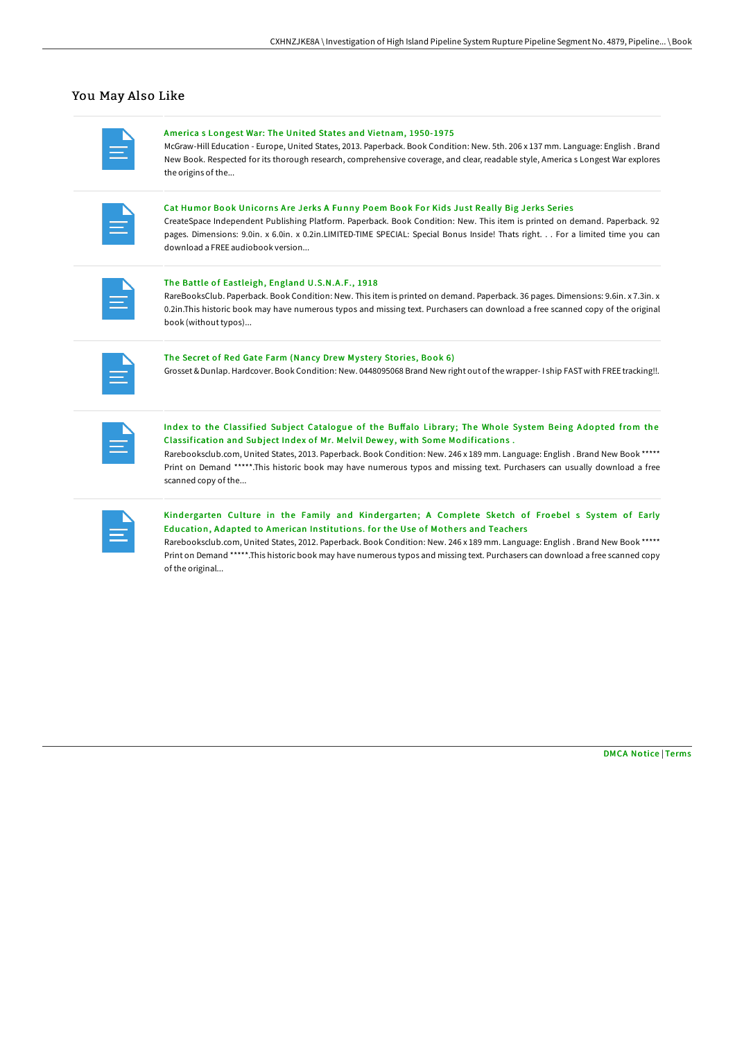## You May Also Like

**America s Longest War: The United States and Vietnam, 1950-1975**

McGraw-Hill Education - Europe, United States, 2013. Paperback. Book Condition: New. 5th. 206 x 137 mm. Language: English . Brand New Book. Respected for its thorough research, comprehensive coverage, and clear, readable style, America s Longest War explores the origins of the...

**Cat Humor Book Unicorns Are Jerks A Funny Poem Book For Kids Just Really Big Jerks Series**

CreateSpace Independent Publishing Platform. Paperback. Book Condition: New. This item is printed on demand. Paperback. 92 pages. Dimensions: 9.0in. x 6.0in. x 0.2in.LIMITED-TIME SPECIAL: Special Bonus Inside! Thats right. . . For a limited time you can download a FREE audiobook version...

**The Battle of Eastleigh, England U.S.N.A.F., 1918**

RareBooksClub. Paperback. Book Condition: New. This item is printed on demand. Paperback. 36 pages. Dimensions: 9.6in. x 7.3in. x 0.2in.This historic book may have numerous typos and missing text. Purchasers can download a free scanned copy of the original book (without typos)...

**The Secret of Red Gate Farm (Nancy Drew Mystery Stories, Book 6)**

Grosset & Dunlap. Hardcover. Book Condition: New. 0448095068 Brand New right out of the wrapper- I ship FAST with FREE tracking!!.

**Index to the Classified Subject Catalogue of the Buffalo Library; The Whole System Being Adopted from the Classification and Subject Index of Mr. Melvil Dewey, with Some Modifications .**

Rarebooksclub.com, United States, 2013. Paperback. Book Condition: New. 246 x 189 mm. Language: English . Brand New Book ***** Print on Demand *****.This historic book may have numerous typos and missing text. Purchasers can usually download a free scanned copy of the...

**Kindergarten Culture in the Family and Kindergarten; A Complete Sketch of Froebel s System of Early Education, Adapted to American Institutions. for the Use of Mothers and Teachers**

Rarebooksclub.com, United States, 2012. Paperback. Book Condition: New. 246 x 189 mm. Language: English . Brand New Book ***** Print on Demand *****.This historic book may have numerous typos and missing text. Purchasers can download a free scanned copy of the original...